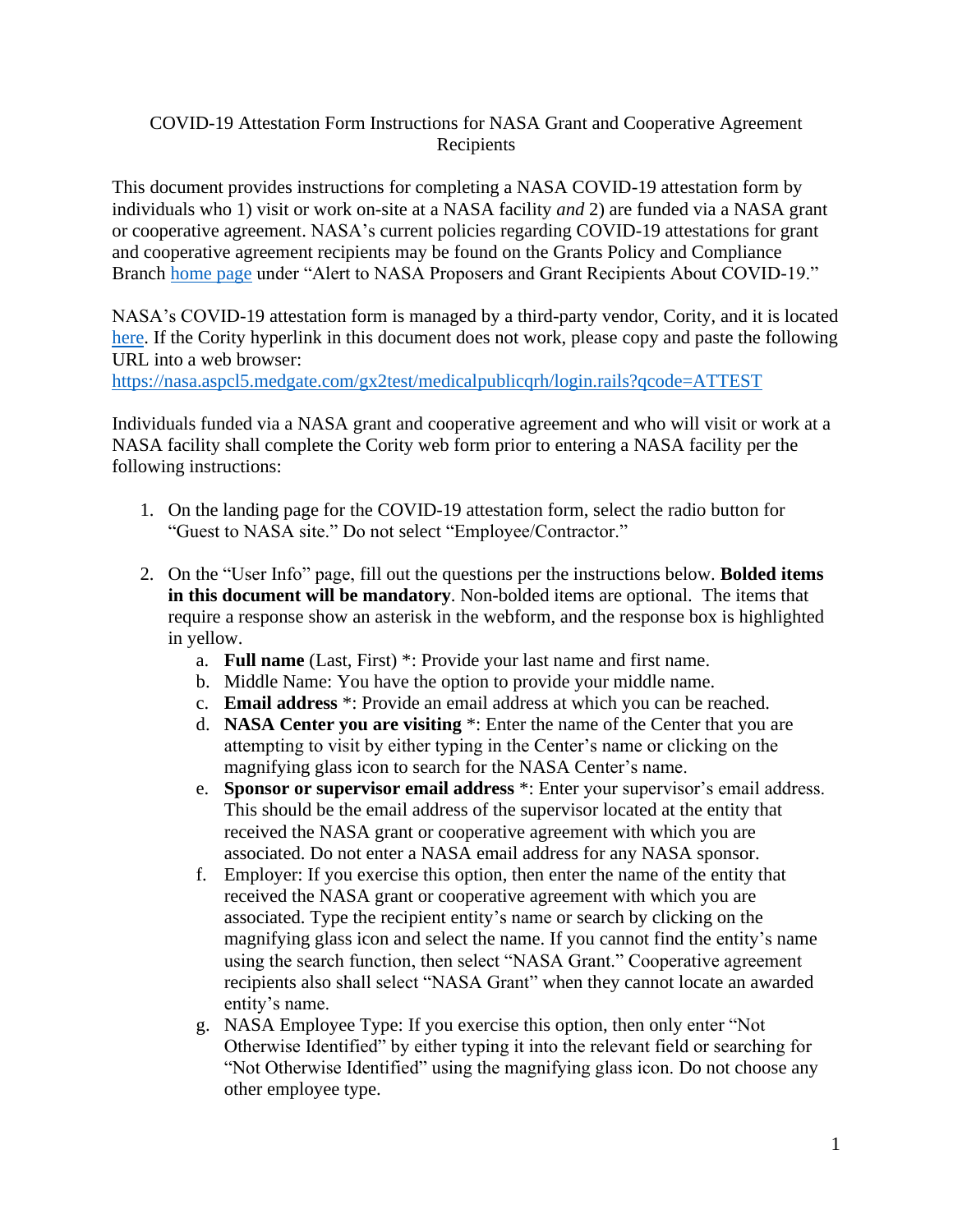COVID-19 Attestation Form Instructions for NASA Grant and Cooperative Agreement Recipients

This document provides instructions for completing a NASA COVID-19 attestation form by individuals who 1) visit or work on-site at a NASA facility *and* 2) are funded via a NASA grant or cooperative agreement. NASA's current policies regarding COVID-19 attestations for grant and cooperative agreement recipients may be found on the Grants Policy and Compliance Branch home page under "Alert to NASA Proposers and Grant Recipients About COVID-19."

NASA's COVID-19 attestation form is managed by a third-party vendor, Cority, and it is located here. If the Cority hyperlink in this document does not work, please copy and paste the following URL into a web browser:
https://nasa.aspcl5.medgate.com/gx2test/medicalpublicqrh/login.rails?qcode=ATTEST

Individuals funded via a NASA grant and cooperative agreement and who will visit or work at a NASA facility shall complete the Cority web form prior to entering a NASA facility per the following instructions:

1. On the landing page for the COVID-19 attestation form, select the radio button for "Guest to NASA site." Do not select "Employee/Contractor."

2. On the "User Info" page, fill out the questions per the instructions below. **Bolded items in this document will be mandatory**. Non-bolded items are optional. The items that require a response show an asterisk in the webform, and the response box is highlighted in yellow.
   a. **Full name** (Last, First) *: Provide your last name and first name.
   b. Middle Name: You have the option to provide your middle name.
   c. **Email address** *: Provide an email address at which you can be reached.
   d. **NASA Center you are visiting** *: Enter the name of the Center that you are attempting to visit by either typing in the Center's name or clicking on the magnifying glass icon to search for the NASA Center's name.
   e. **Sponsor or supervisor email address** *: Enter your supervisor's email address. This should be the email address of the supervisor located at the entity that received the NASA grant or cooperative agreement with which you are associated. Do not enter a NASA email address for any NASA sponsor.
   f. Employer: If you exercise this option, then enter the name of the entity that received the NASA grant or cooperative agreement with which you are associated. Type the recipient entity's name or search by clicking on the magnifying glass icon and select the name. If you cannot find the entity's name using the search function, then select "NASA Grant." Cooperative agreement recipients also shall select "NASA Grant" when they cannot locate an awarded entity's name.
   g. NASA Employee Type: If you exercise this option, then only enter "Not Otherwise Identified" by either typing it into the relevant field or searching for "Not Otherwise Identified" using the magnifying glass icon. Do not choose any other employee type.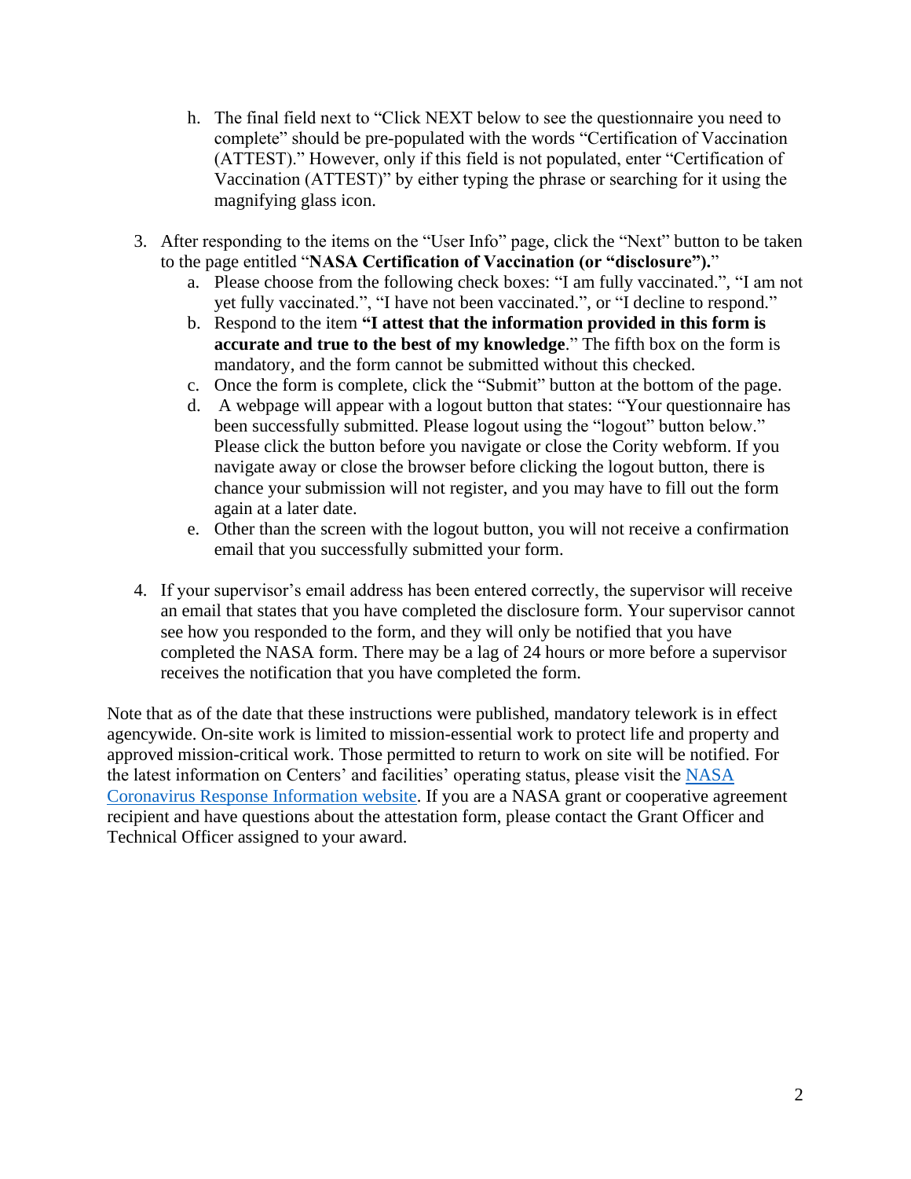h. The final field next to "Click NEXT below to see the questionnaire you need to complete" should be pre-populated with the words "Certification of Vaccination (ATTEST)." However, only if this field is not populated, enter "Certification of Vaccination (ATTEST)" by either typing the phrase or searching for it using the magnifying glass icon.

3. After responding to the items on the "User Info" page, click the "Next" button to be taken to the page entitled "**NASA Certification of Vaccination (or "disclosure").**"
   a. Please choose from the following check boxes: "I am fully vaccinated.", "I am not yet fully vaccinated.", "I have not been vaccinated.", or "I decline to respond."
   b. Respond to the item **"I attest that the information provided in this form is accurate and true to the best of my knowledge**." The fifth box on the form is mandatory, and the form cannot be submitted without this checked.
   c. Once the form is complete, click the "Submit" button at the bottom of the page.
   d. A webpage will appear with a logout button that states: "Your questionnaire has been successfully submitted. Please logout using the "logout" button below." Please click the button before you navigate or close the Cority webform. If you navigate away or close the browser before clicking the logout button, there is chance your submission will not register, and you may have to fill out the form again at a later date.
   e. Other than the screen with the logout button, you will not receive a confirmation email that you successfully submitted your form.

4. If your supervisor's email address has been entered correctly, the supervisor will receive an email that states that you have completed the disclosure form. Your supervisor cannot see how you responded to the form, and they will only be notified that you have completed the NASA form. There may be a lag of 24 hours or more before a supervisor receives the notification that you have completed the form.

Note that as of the date that these instructions were published, mandatory telework is in effect agencywide. On-site work is limited to mission-essential work to protect life and property and approved mission-critical work. Those permitted to return to work on site will be notified. For the latest information on Centers' and facilities' operating status, please visit the NASA Coronavirus Response Information website. If you are a NASA grant or cooperative agreement recipient and have questions about the attestation form, please contact the Grant Officer and Technical Officer assigned to your award.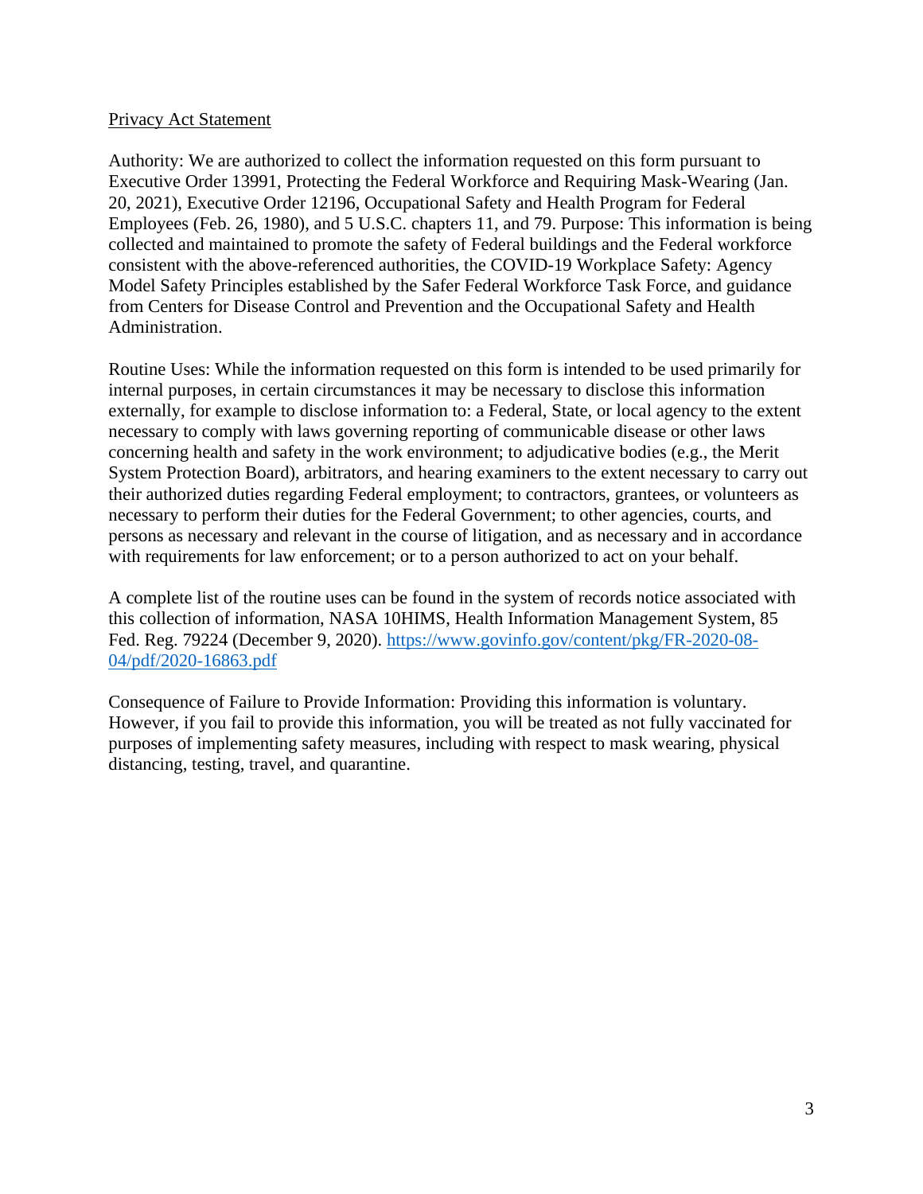Privacy Act Statement

Authority: We are authorized to collect the information requested on this form pursuant to Executive Order 13991, Protecting the Federal Workforce and Requiring Mask-Wearing (Jan. 20, 2021), Executive Order 12196, Occupational Safety and Health Program for Federal Employees (Feb. 26, 1980), and 5 U.S.C. chapters 11, and 79. Purpose: This information is being collected and maintained to promote the safety of Federal buildings and the Federal workforce consistent with the above-referenced authorities, the COVID-19 Workplace Safety: Agency Model Safety Principles established by the Safer Federal Workforce Task Force, and guidance from Centers for Disease Control and Prevention and the Occupational Safety and Health Administration.

Routine Uses: While the information requested on this form is intended to be used primarily for internal purposes, in certain circumstances it may be necessary to disclose this information externally, for example to disclose information to: a Federal, State, or local agency to the extent necessary to comply with laws governing reporting of communicable disease or other laws concerning health and safety in the work environment; to adjudicative bodies (e.g., the Merit System Protection Board), arbitrators, and hearing examiners to the extent necessary to carry out their authorized duties regarding Federal employment; to contractors, grantees, or volunteers as necessary to perform their duties for the Federal Government; to other agencies, courts, and persons as necessary and relevant in the course of litigation, and as necessary and in accordance with requirements for law enforcement; or to a person authorized to act on your behalf.

A complete list of the routine uses can be found in the system of records notice associated with this collection of information, NASA 10HIMS, Health Information Management System, 85 Fed. Reg. 79224 (December 9, 2020). [https://www.govinfo.gov/content/pkg/FR-2020-08-04/pdf/2020-16863.pdf](https://www.govinfo.gov/content/pkg/FR-2020-08-04/pdf/2020-16863.pdf)

Consequence of Failure to Provide Information: Providing this information is voluntary. However, if you fail to provide this information, you will be treated as not fully vaccinated for purposes of implementing safety measures, including with respect to mask wearing, physical distancing, testing, travel, and quarantine.